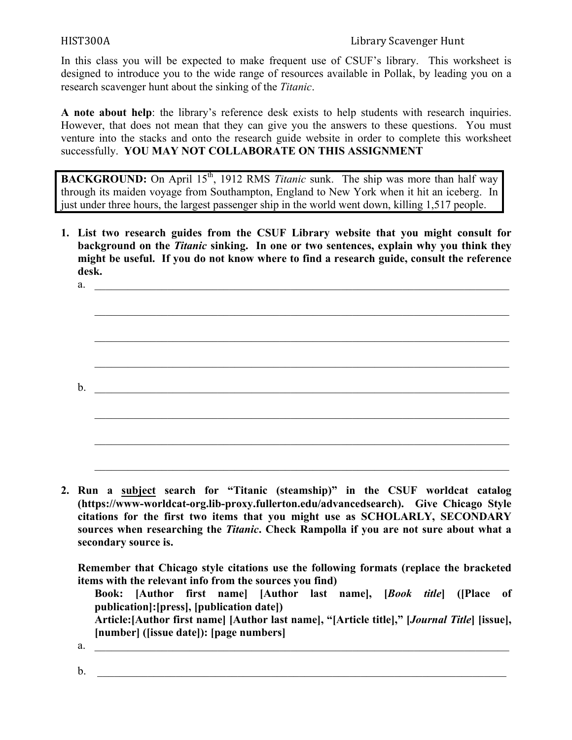HIST300A Library Scavenger Hunt

In this class you will be expected to make frequent use of CSUF's library. This worksheet is designed to introduce you to the wide range of resources available in Pollak, by leading you on a research scavenger hunt about the sinking of the *Titanic*.

**A note about help**: the library's reference desk exists to help students with research inquiries. However, that does not mean that they can give you the answers to these questions. You must venture into the stacks and onto the research guide website in order to complete this worksheet successfully. **YOU MAY NOT COLLABORATE ON THIS ASSIGNMENT**

> **BACKGROUND:** On April 15th, 1912 RMS *Titanic* sunk. The ship was more than half way through its maiden voyage from Southampton, England to New York when it hit an iceberg. In just under three hours, the largest passenger ship in the world went down, killing 1,517 people.

1. **List two research guides from the CSUF Library website that you might consult for background on the *Titanic* sinking. In one or two sentences, explain why you think they might be useful. If you do not know where to find a research guide, consult the reference desk.**

   a. ______________________________________________________________

   ______________________________________________________________

   ______________________________________________________________

   ______________________________________________________________

   b. ______________________________________________________________

   ______________________________________________________________

   ______________________________________________________________

   ______________________________________________________________

2. **Run a <u>subject</u> search for "Titanic (steamship)" in the CSUF worldcat catalog (https://www-worldcat-org.lib-proxy.fullerton.edu/advancedsearch). Give Chicago Style citations for the first two items that you might use as SCHOLARLY, SECONDARY sources when researching the *Titanic*. Check Rampolla if you are not sure about what a secondary source is.**

   **Remember that Chicago style citations use the following formats (replace the bracketed items with the relevant info from the sources you find)**

   **Book: [Author first name] [Author last name], [*Book title*] ([Place of publication]:[press], [publication date])**

   **Article:[Author first name] [Author last name], "[Article title]," [*Journal Title*] [issue], [number] ([issue date]): [page numbers]**

   a. ______________________________________________________________

   b. ______________________________________________________________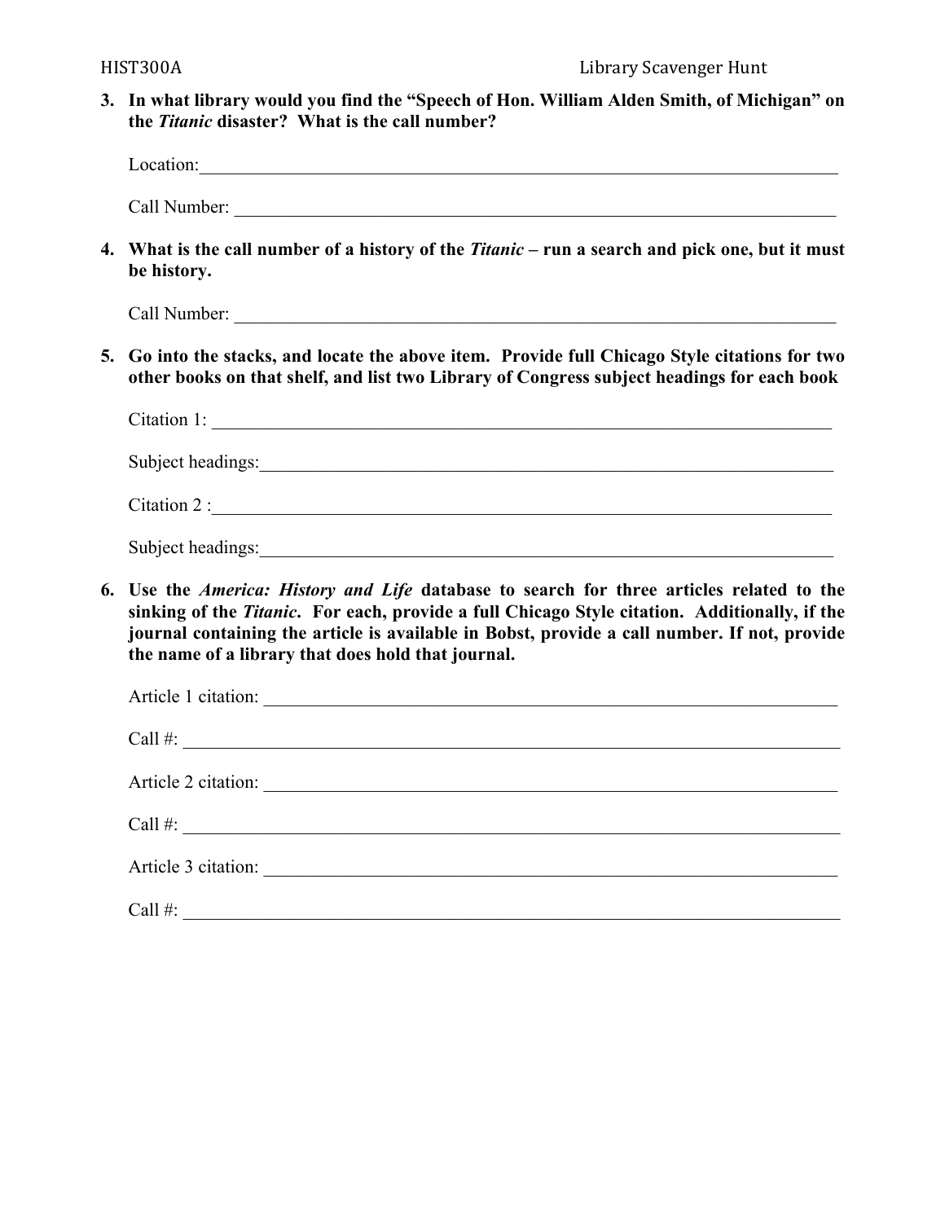3. **In what library would you find the "Speech of Hon. William Alden Smith, of Michigan" on the *Titanic* disaster? What is the call number?**

   Location:\_\_\_\_\_\_\_\_\_\_\_\_\_\_\_\_\_\_\_\_\_\_\_\_\_\_\_\_\_\_\_\_\_\_\_\_\_\_\_\_\_\_\_\_\_\_\_\_\_\_\_\_\_\_\_\_\_\_\_\_

   Call Number: \_\_\_\_\_\_\_\_\_\_\_\_\_\_\_\_\_\_\_\_\_\_\_\_\_\_\_\_\_\_\_\_\_\_\_\_\_\_\_\_\_\_\_\_\_\_\_\_\_\_\_\_\_\_\_\_

4. **What is the call number of a history of the *Titanic* – run a search and pick one, but it must be history.**

   Call Number: \_\_\_\_\_\_\_\_\_\_\_\_\_\_\_\_\_\_\_\_\_\_\_\_\_\_\_\_\_\_\_\_\_\_\_\_\_\_\_\_\_\_\_\_\_\_\_\_\_\_\_\_\_\_\_\_

5. **Go into the stacks, and locate the above item. Provide full Chicago Style citations for two other books on that shelf, and list two Library of Congress subject headings for each book**

   Citation 1: \_\_\_\_\_\_\_\_\_\_\_\_\_\_\_\_\_\_\_\_\_\_\_\_\_\_\_\_\_\_\_\_\_\_\_\_\_\_\_\_\_\_\_\_\_\_\_\_\_\_\_\_\_\_\_\_\_

   Subject headings:\_\_\_\_\_\_\_\_\_\_\_\_\_\_\_\_\_\_\_\_\_\_\_\_\_\_\_\_\_\_\_\_\_\_\_\_\_\_\_\_\_\_\_\_\_\_\_\_\_\_\_\_

   Citation 2 :\_\_\_\_\_\_\_\_\_\_\_\_\_\_\_\_\_\_\_\_\_\_\_\_\_\_\_\_\_\_\_\_\_\_\_\_\_\_\_\_\_\_\_\_\_\_\_\_\_\_\_\_\_\_\_\_\_

   Subject headings:\_\_\_\_\_\_\_\_\_\_\_\_\_\_\_\_\_\_\_\_\_\_\_\_\_\_\_\_\_\_\_\_\_\_\_\_\_\_\_\_\_\_\_\_\_\_\_\_\_\_\_\_

6. **Use the *America: History and Life* database to search for three articles related to the sinking of the *Titanic*. For each, provide a full Chicago Style citation. Additionally, if the journal containing the article is available in Bobst, provide a call number. If not, provide the name of a library that does hold that journal.**

   Article 1 citation: \_\_\_\_\_\_\_\_\_\_\_\_\_\_\_\_\_\_\_\_\_\_\_\_\_\_\_\_\_\_\_\_\_\_\_\_\_\_\_\_\_\_\_\_\_\_\_\_\_\_\_

   Call #: \_\_\_\_\_\_\_\_\_\_\_\_\_\_\_\_\_\_\_\_\_\_\_\_\_\_\_\_\_\_\_\_\_\_\_\_\_\_\_\_\_\_\_\_\_\_\_\_\_\_\_\_\_\_\_\_\_\_\_\_

   Article 2 citation: \_\_\_\_\_\_\_\_\_\_\_\_\_\_\_\_\_\_\_\_\_\_\_\_\_\_\_\_\_\_\_\_\_\_\_\_\_\_\_\_\_\_\_\_\_\_\_\_\_\_\_

   Call #: \_\_\_\_\_\_\_\_\_\_\_\_\_\_\_\_\_\_\_\_\_\_\_\_\_\_\_\_\_\_\_\_\_\_\_\_\_\_\_\_\_\_\_\_\_\_\_\_\_\_\_\_\_\_\_\_\_\_\_\_

   Article 3 citation: \_\_\_\_\_\_\_\_\_\_\_\_\_\_\_\_\_\_\_\_\_\_\_\_\_\_\_\_\_\_\_\_\_\_\_\_\_\_\_\_\_\_\_\_\_\_\_\_\_\_\_

   Call #: \_\_\_\_\_\_\_\_\_\_\_\_\_\_\_\_\_\_\_\_\_\_\_\_\_\_\_\_\_\_\_\_\_\_\_\_\_\_\_\_\_\_\_\_\_\_\_\_\_\_\_\_\_\_\_\_\_\_\_\_